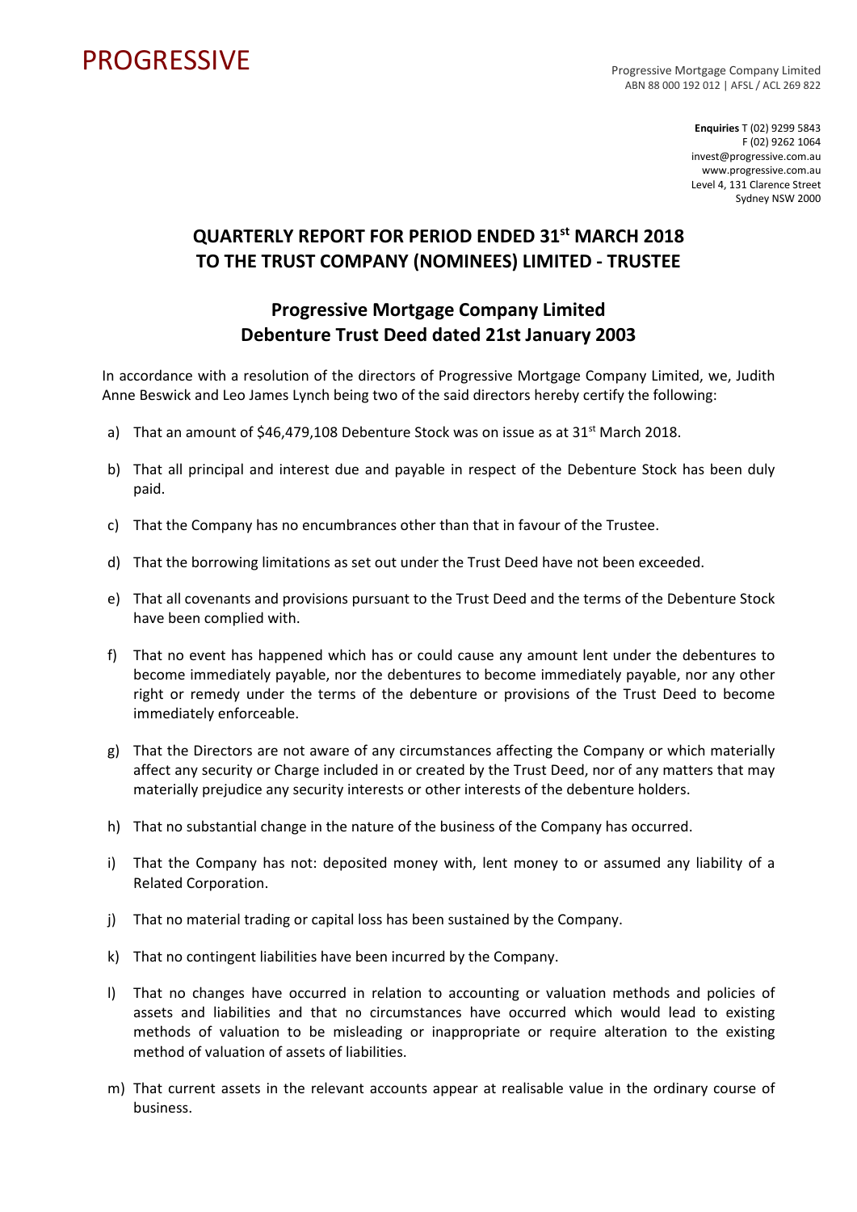PROGRESSIVE

Progressive Mortgage Company Limited
ABN 88 000 192 012 | AFSL / ACL 269 822

**Enquiries** T (02) 9299 5843
F (02) 9262 1064
invest@progressive.com.au
www.progressive.com.au
Level 4, 131 Clarence Street
Sydney NSW 2000

# QUARTERLY REPORT FOR PERIOD ENDED 31st MARCH 2018 TO THE TRUST COMPANY (NOMINEES) LIMITED - TRUSTEE

## Progressive Mortgage Company Limited Debenture Trust Deed dated 21st January 2003

In accordance with a resolution of the directors of Progressive Mortgage Company Limited, we, Judith Anne Beswick and Leo James Lynch being two of the said directors hereby certify the following:

a) That an amount of $46,479,108 Debenture Stock was on issue as at 31st March 2018.

b) That all principal and interest due and payable in respect of the Debenture Stock has been duly paid.

c) That the Company has no encumbrances other than that in favour of the Trustee.

d) That the borrowing limitations as set out under the Trust Deed have not been exceeded.

e) That all covenants and provisions pursuant to the Trust Deed and the terms of the Debenture Stock have been complied with.

f) That no event has happened which has or could cause any amount lent under the debentures to become immediately payable, nor the debentures to become immediately payable, nor any other right or remedy under the terms of the debenture or provisions of the Trust Deed to become immediately enforceable.

g) That the Directors are not aware of any circumstances affecting the Company or which materially affect any security or Charge included in or created by the Trust Deed, nor of any matters that may materially prejudice any security interests or other interests of the debenture holders.

h) That no substantial change in the nature of the business of the Company has occurred.

i) That the Company has not: deposited money with, lent money to or assumed any liability of a Related Corporation.

j) That no material trading or capital loss has been sustained by the Company.

k) That no contingent liabilities have been incurred by the Company.

l) That no changes have occurred in relation to accounting or valuation methods and policies of assets and liabilities and that no circumstances have occurred which would lead to existing methods of valuation to be misleading or inappropriate or require alteration to the existing method of valuation of assets of liabilities.

m) That current assets in the relevant accounts appear at realisable value in the ordinary course of business.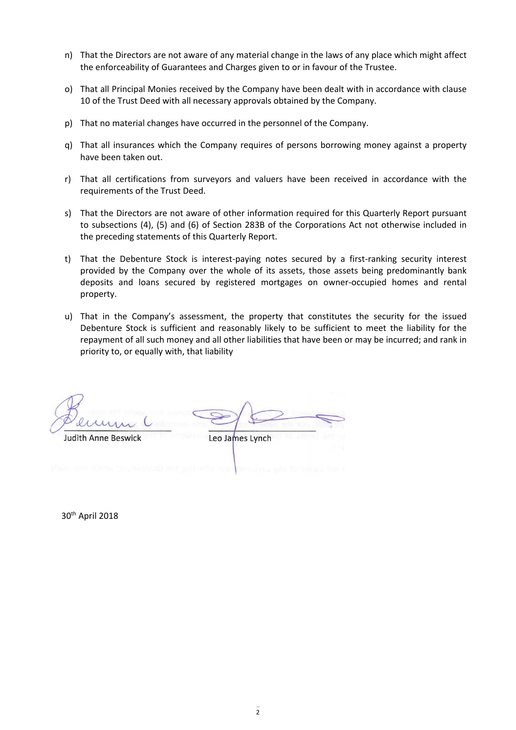n) That the Directors are not aware of any material change in the laws of any place which might affect the enforceability of Guarantees and Charges given to or in favour of the Trustee.

o) That all Principal Monies received by the Company have been dealt with in accordance with clause 10 of the Trust Deed with all necessary approvals obtained by the Company.

p) That no material changes have occurred in the personnel of the Company.

q) That all insurances which the Company requires of persons borrowing money against a property have been taken out.

r) That all certifications from surveyors and valuers have been received in accordance with the requirements of the Trust Deed.

s) That the Directors are not aware of other information required for this Quarterly Report pursuant to subsections (4), (5) and (6) of Section 283B of the Corporations Act not otherwise included in the preceding statements of this Quarterly Report.

t) That the Debenture Stock is interest-paying notes secured by a first-ranking security interest provided by the Company over the whole of its assets, those assets being predominantly bank deposits and loans secured by registered mortgages on owner-occupied homes and rental property.

u) That in the Company's assessment, the property that constitutes the security for the issued Debenture Stock is sufficient and reasonably likely to be sufficient to meet the liability for the repayment of all such money and all other liabilities that have been or may be incurred; and rank in priority to, or equally with, that liability

Judith Anne Beswick

Leo James Lynch

30th April 2018